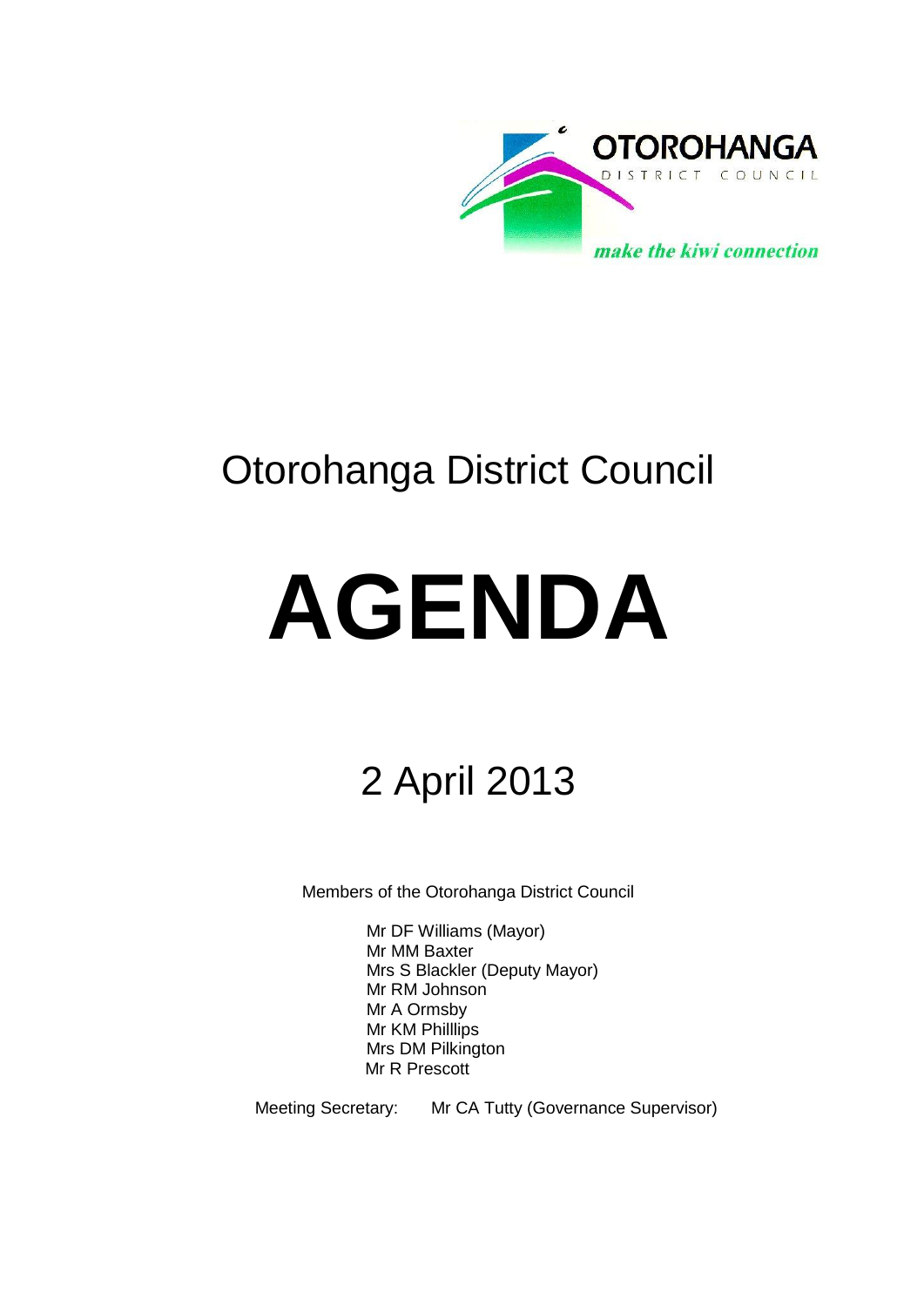OTOROHANGA DISTRICT COUNCIL

*make the kiwi connection*

# Otorohanga District Council

# AGENDA

## 2 April 2013

Members of the Otorohanga District Council

Mr DF Williams (Mayor)
Mr MM Baxter
Mrs S Blackler (Deputy Mayor)
Mr RM Johnson
Mr A Ormsby
Mr KM Philllips
Mrs DM Pilkington
Mr R Prescott

Meeting Secretary: Mr CA Tutty (Governance Supervisor)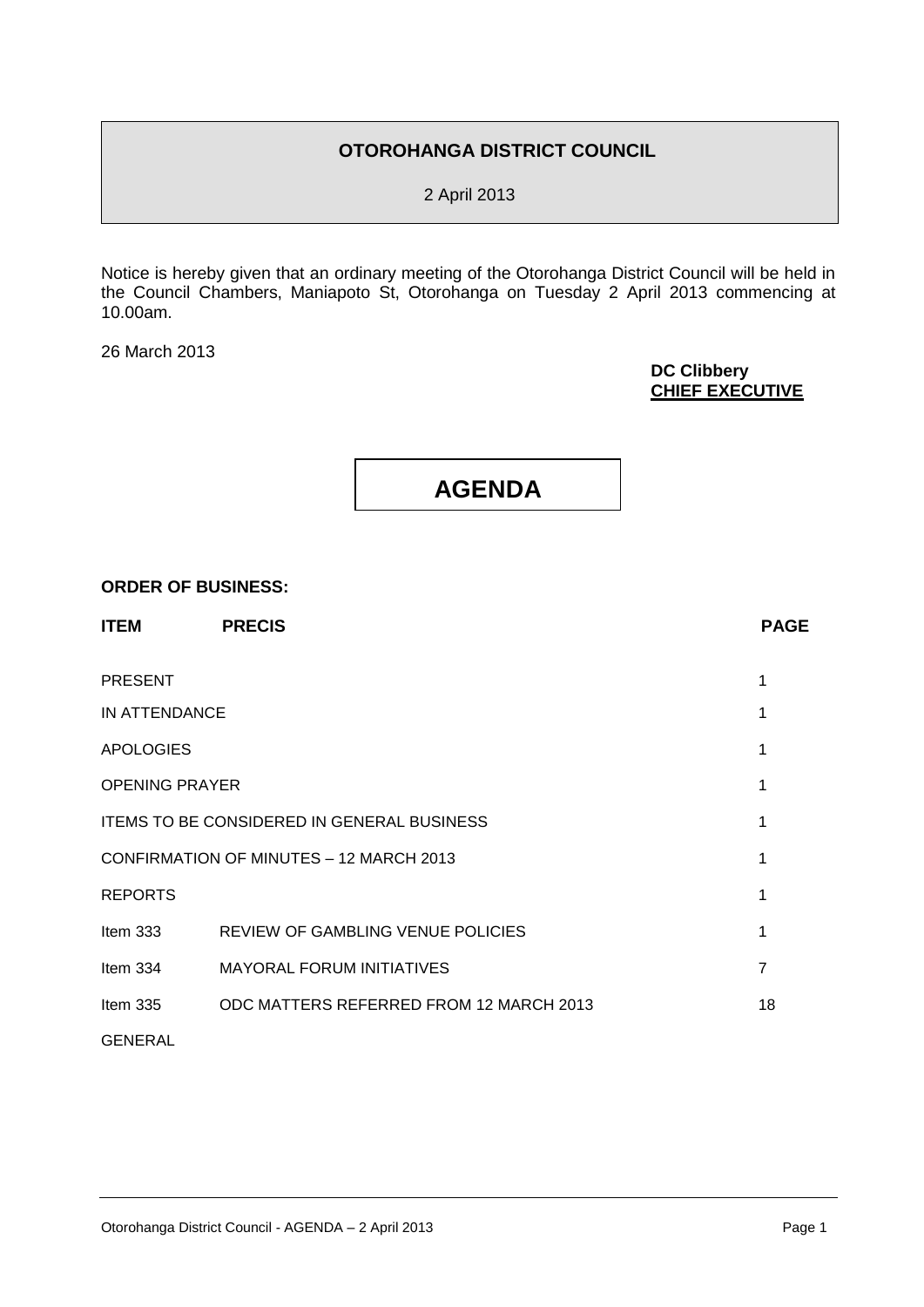**OTOROHANGA DISTRICT COUNCIL**

2 April 2013

Notice is hereby given that an ordinary meeting of the Otorohanga District Council will be held in the Council Chambers, Maniapoto St, Otorohanga on Tuesday 2 April 2013 commencing at 10.00am.

26 March 2013

**DC Clibbery**
**CHIEF EXECUTIVE**

# AGENDA

**ORDER OF BUSINESS:**

| **ITEM** | **PRECIS** | **PAGE** |
|---|---|---|
| PRESENT | | 1 |
| IN ATTENDANCE | | 1 |
| APOLOGIES | | 1 |
| OPENING PRAYER | | 1 |
| ITEMS TO BE CONSIDERED IN GENERAL BUSINESS | | 1 |
| CONFIRMATION OF MINUTES – 12 MARCH 2013 | | 1 |
| REPORTS | | 1 |
| Item 333 | REVIEW OF GAMBLING VENUE POLICIES | 1 |
| Item 334 | MAYORAL FORUM INITIATIVES | 7 |
| Item 335 | ODC MATTERS REFERRED FROM 12 MARCH 2013 | 18 |
| GENERAL | | |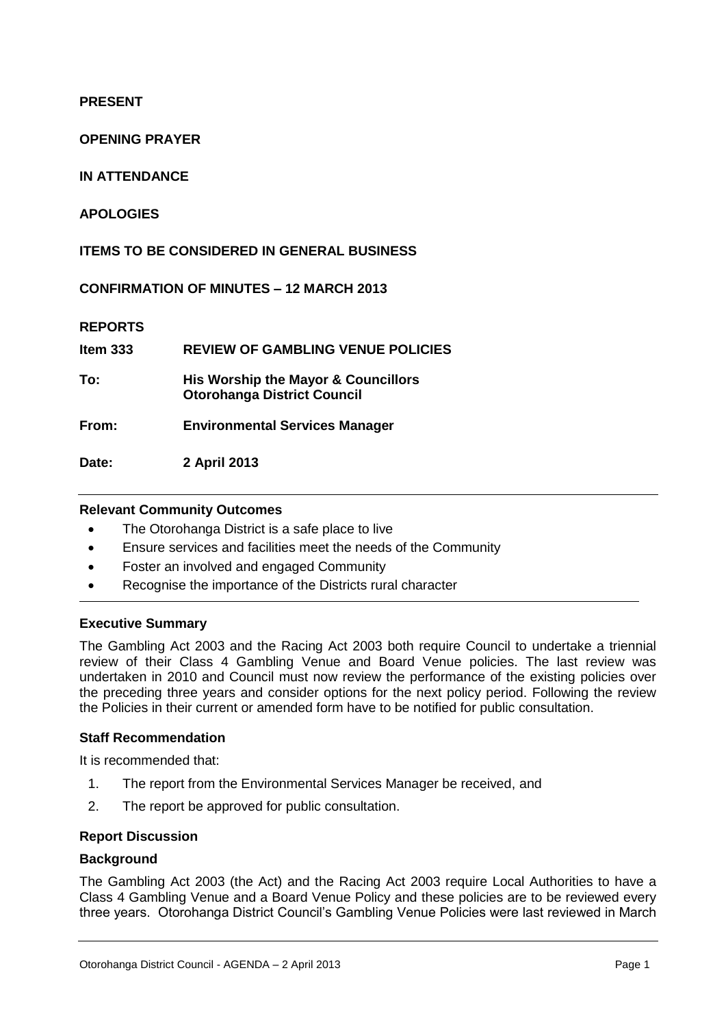**PRESENT**

**OPENING PRAYER**

**IN ATTENDANCE**

**APOLOGIES**

**ITEMS TO BE CONSIDERED IN GENERAL BUSINESS**

**CONFIRMATION OF MINUTES – 12 MARCH 2013**

**REPORTS**

| | |
|---|---|
| **Item 333** | **REVIEW OF GAMBLING VENUE POLICIES** |
| **To:** | **His Worship the Mayor & Councillors Otorohanga District Council** |
| **From:** | **Environmental Services Manager** |
| **Date:** | **2 April 2013** |

---

**Relevant Community Outcomes**

- The Otorohanga District is a safe place to live
- Ensure services and facilities meet the needs of the Community
- Foster an involved and engaged Community
- Recognise the importance of the Districts rural character

---

**Executive Summary**

The Gambling Act 2003 and the Racing Act 2003 both require Council to undertake a triennial review of their Class 4 Gambling Venue and Board Venue policies. The last review was undertaken in 2010 and Council must now review the performance of the existing policies over the preceding three years and consider options for the next policy period. Following the review the Policies in their current or amended form have to be notified for public consultation.

**Staff Recommendation**

It is recommended that:

1. The report from the Environmental Services Manager be received, and
2. The report be approved for public consultation.

**Report Discussion**

**Background**

The Gambling Act 2003 (the Act) and the Racing Act 2003 require Local Authorities to have a Class 4 Gambling Venue and a Board Venue Policy and these policies are to be reviewed every three years. Otorohanga District Council's Gambling Venue Policies were last reviewed in March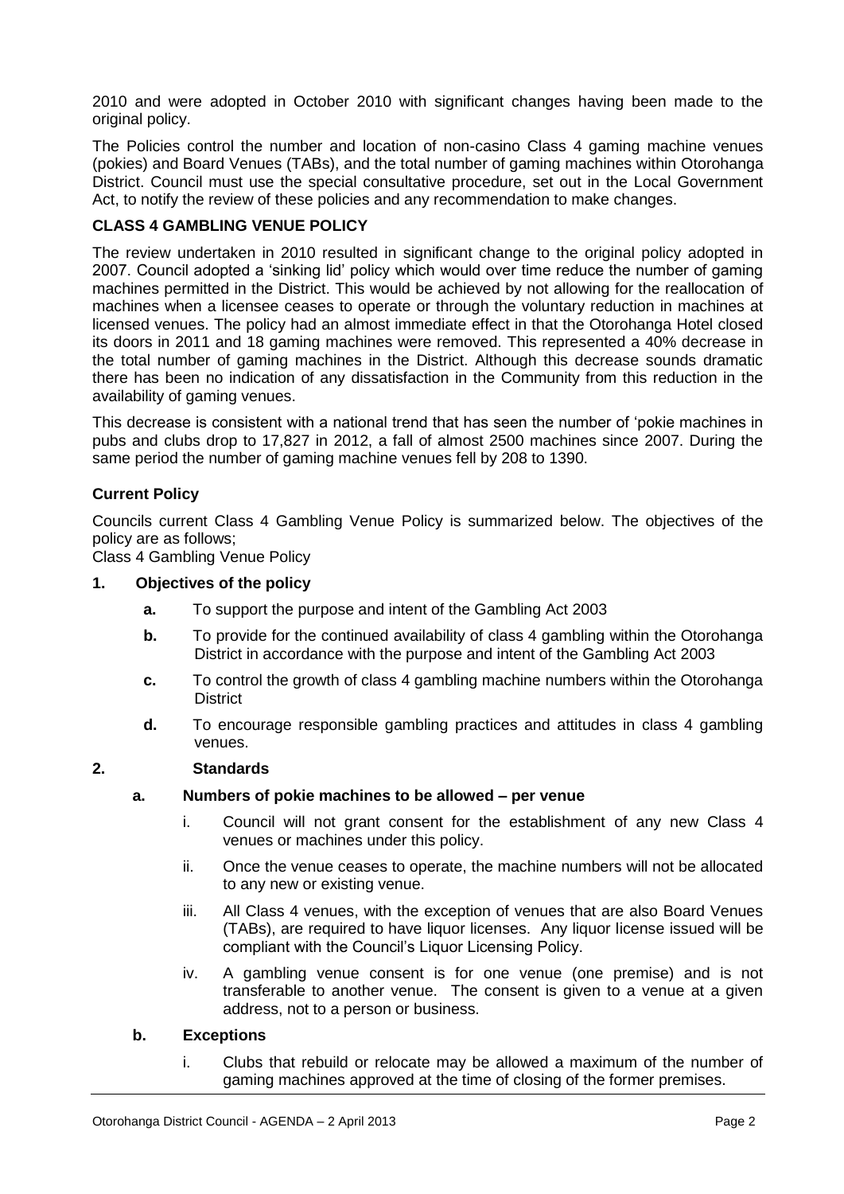2010 and were adopted in October 2010 with significant changes having been made to the original policy.

The Policies control the number and location of non-casino Class 4 gaming machine venues (pokies) and Board Venues (TABs), and the total number of gaming machines within Otorohanga District. Council must use the special consultative procedure, set out in the Local Government Act, to notify the review of these policies and any recommendation to make changes.

**CLASS 4 GAMBLING VENUE POLICY**

The review undertaken in 2010 resulted in significant change to the original policy adopted in 2007. Council adopted a 'sinking lid' policy which would over time reduce the number of gaming machines permitted in the District. This would be achieved by not allowing for the reallocation of machines when a licensee ceases to operate or through the voluntary reduction in machines at licensed venues. The policy had an almost immediate effect in that the Otorohanga Hotel closed its doors in 2011 and 18 gaming machines were removed. This represented a 40% decrease in the total number of gaming machines in the District. Although this decrease sounds dramatic there has been no indication of any dissatisfaction in the Community from this reduction in the availability of gaming venues.

This decrease is consistent with a national trend that has seen the number of 'pokie machines in pubs and clubs drop to 17,827 in 2012, a fall of almost 2500 machines since 2007. During the same period the number of gaming machine venues fell by 208 to 1390.

**Current Policy**

Councils current Class 4 Gambling Venue Policy is summarized below. The objectives of the policy are as follows;
Class 4 Gambling Venue Policy

**1. Objectives of the policy**

- **a.** To support the purpose and intent of the Gambling Act 2003
- **b.** To provide for the continued availability of class 4 gambling within the Otorohanga District in accordance with the purpose and intent of the Gambling Act 2003
- **c.** To control the growth of class 4 gambling machine numbers within the Otorohanga District
- **d.** To encourage responsible gambling practices and attitudes in class 4 gambling venues.

**2. Standards**

**a. Numbers of pokie machines to be allowed – per venue**

- i. Council will not grant consent for the establishment of any new Class 4 venues or machines under this policy.
- ii. Once the venue ceases to operate, the machine numbers will not be allocated to any new or existing venue.
- iii. All Class 4 venues, with the exception of venues that are also Board Venues (TABs), are required to have liquor licenses. Any liquor license issued will be compliant with the Council's Liquor Licensing Policy.
- iv. A gambling venue consent is for one venue (one premise) and is not transferable to another venue. The consent is given to a venue at a given address, not to a person or business.

**b. Exceptions**

- i. Clubs that rebuild or relocate may be allowed a maximum of the number of gaming machines approved at the time of closing of the former premises.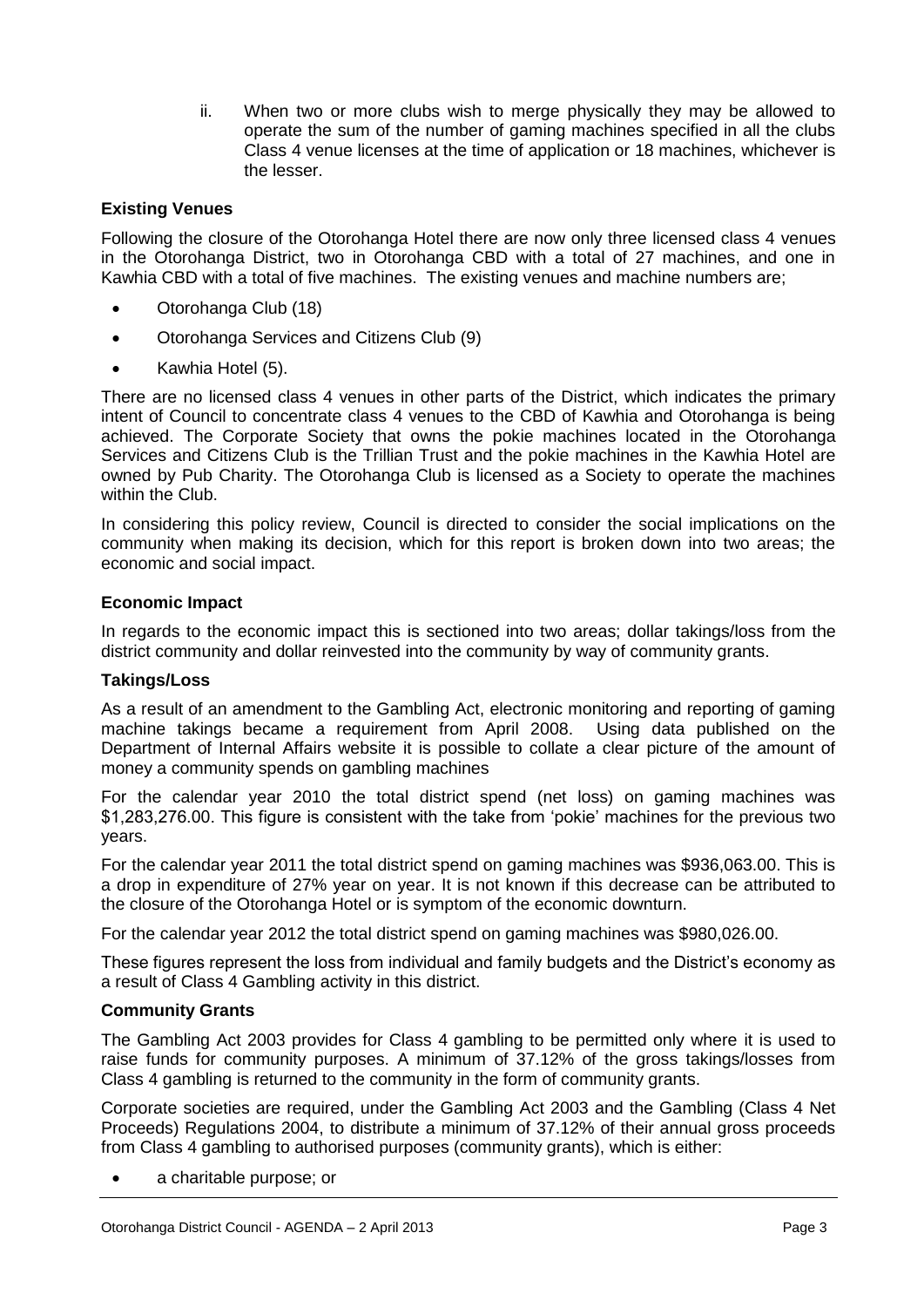ii. When two or more clubs wish to merge physically they may be allowed to operate the sum of the number of gaming machines specified in all the clubs Class 4 venue licenses at the time of application or 18 machines, whichever is the lesser.

**Existing Venues**

Following the closure of the Otorohanga Hotel there are now only three licensed class 4 venues in the Otorohanga District, two in Otorohanga CBD with a total of 27 machines, and one in Kawhia CBD with a total of five machines. The existing venues and machine numbers are;

- Otorohanga Club (18)
- Otorohanga Services and Citizens Club (9)
- Kawhia Hotel (5).

There are no licensed class 4 venues in other parts of the District, which indicates the primary intent of Council to concentrate class 4 venues to the CBD of Kawhia and Otorohanga is being achieved. The Corporate Society that owns the pokie machines located in the Otorohanga Services and Citizens Club is the Trillian Trust and the pokie machines in the Kawhia Hotel are owned by Pub Charity. The Otorohanga Club is licensed as a Society to operate the machines within the Club.

In considering this policy review, Council is directed to consider the social implications on the community when making its decision, which for this report is broken down into two areas; the economic and social impact.

**Economic Impact**

In regards to the economic impact this is sectioned into two areas; dollar takings/loss from the district community and dollar reinvested into the community by way of community grants.

**Takings/Loss**

As a result of an amendment to the Gambling Act, electronic monitoring and reporting of gaming machine takings became a requirement from April 2008. Using data published on the Department of Internal Affairs website it is possible to collate a clear picture of the amount of money a community spends on gambling machines

For the calendar year 2010 the total district spend (net loss) on gaming machines was $1,283,276.00. This figure is consistent with the take from 'pokie' machines for the previous two years.

For the calendar year 2011 the total district spend on gaming machines was $936,063.00. This is a drop in expenditure of 27% year on year. It is not known if this decrease can be attributed to the closure of the Otorohanga Hotel or is symptom of the economic downturn.

For the calendar year 2012 the total district spend on gaming machines was $980,026.00.

These figures represent the loss from individual and family budgets and the District's economy as a result of Class 4 Gambling activity in this district.

**Community Grants**

The Gambling Act 2003 provides for Class 4 gambling to be permitted only where it is used to raise funds for community purposes. A minimum of 37.12% of the gross takings/losses from Class 4 gambling is returned to the community in the form of community grants.

Corporate societies are required, under the Gambling Act 2003 and the Gambling (Class 4 Net Proceeds) Regulations 2004, to distribute a minimum of 37.12% of their annual gross proceeds from Class 4 gambling to authorised purposes (community grants), which is either:

- a charitable purpose; or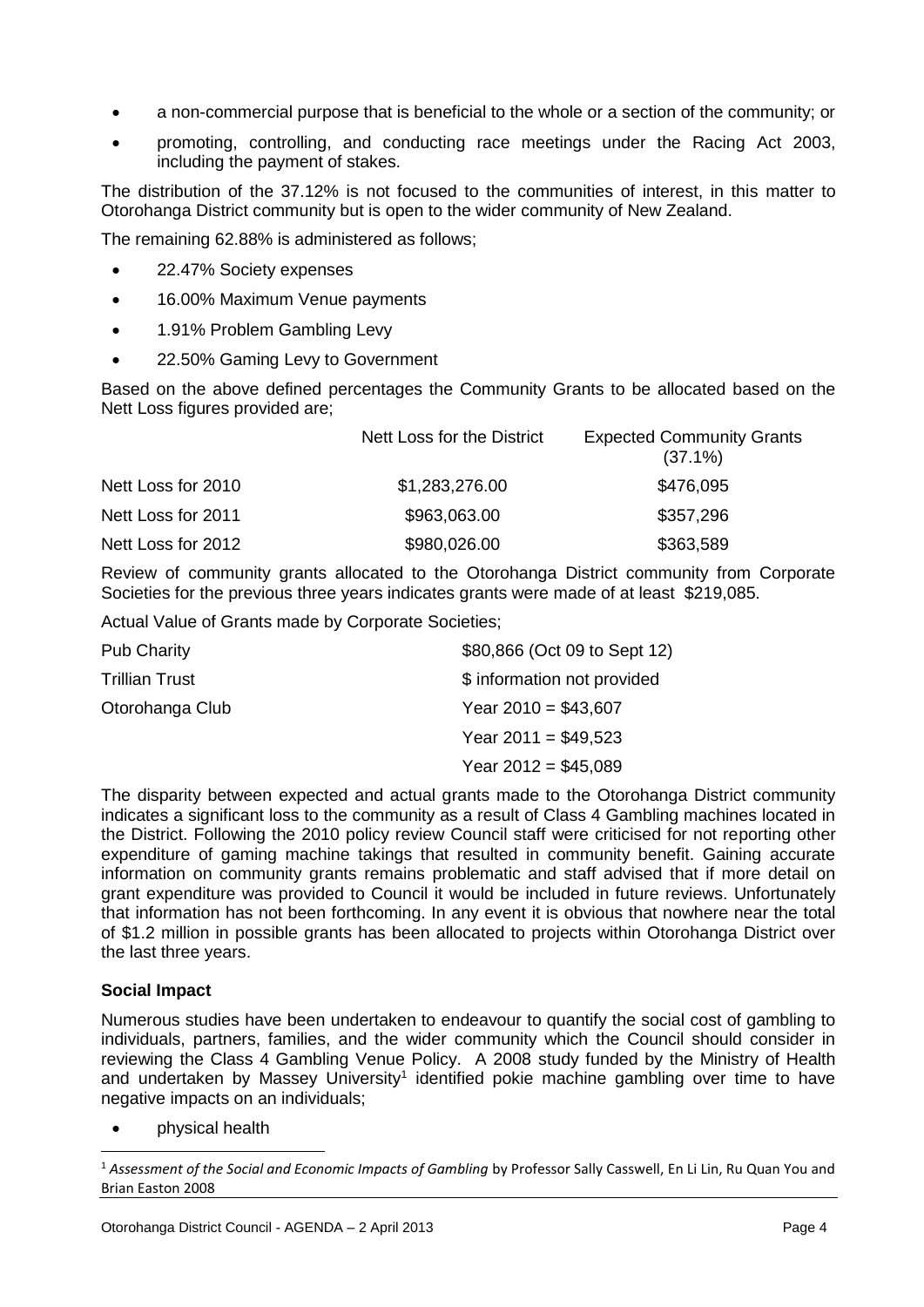- a non-commercial purpose that is beneficial to the whole or a section of the community; or
- promoting, controlling, and conducting race meetings under the Racing Act 2003, including the payment of stakes.

The distribution of the 37.12% is not focused to the communities of interest, in this matter to Otorohanga District community but is open to the wider community of New Zealand.

The remaining 62.88% is administered as follows;

- 22.47% Society expenses
- 16.00% Maximum Venue payments
- 1.91% Problem Gambling Levy
- 22.50% Gaming Levy to Government

Based on the above defined percentages the Community Grants to be allocated based on the Nett Loss figures provided are;

| | Nett Loss for the District | Expected Community Grants (37.1%) |
|---|---|---|
| Nett Loss for 2010 | $1,283,276.00 | $476,095 |
| Nett Loss for 2011 | $963,063.00 | $357,296 |
| Nett Loss for 2012 | $980,026.00 | $363,589 |

Review of community grants allocated to the Otorohanga District community from Corporate Societies for the previous three years indicates grants were made of at least $219,085.

Actual Value of Grants made by Corporate Societies;

| | |
|---|---|
| Pub Charity | $80,866 (Oct 09 to Sept 12) |
| Trillian Trust | $ information not provided |
| Otorohanga Club | Year 2010 = $43,607 |
| | Year 2011 = $49,523 |
| | Year 2012 = $45,089 |

The disparity between expected and actual grants made to the Otorohanga District community indicates a significant loss to the community as a result of Class 4 Gambling machines located in the District. Following the 2010 policy review Council staff were criticised for not reporting other expenditure of gaming machine takings that resulted in community benefit. Gaining accurate information on community grants remains problematic and staff advised that if more detail on grant expenditure was provided to Council it would be included in future reviews. Unfortunately that information has not been forthcoming. In any event it is obvious that nowhere near the total of $1.2 million in possible grants has been allocated to projects within Otorohanga District over the last three years.

**Social Impact**

Numerous studies have been undertaken to endeavour to quantify the social cost of gambling to individuals, partners, families, and the wider community which the Council should consider in reviewing the Class 4 Gambling Venue Policy. A 2008 study funded by the Ministry of Health and undertaken by Massey University[1] identified pokie machine gambling over time to have negative impacts on an individuals;

- physical health

[1] *Assessment of the Social and Economic Impacts of Gambling* by Professor Sally Casswell, En Li Lin, Ru Quan You and Brian Easton 2008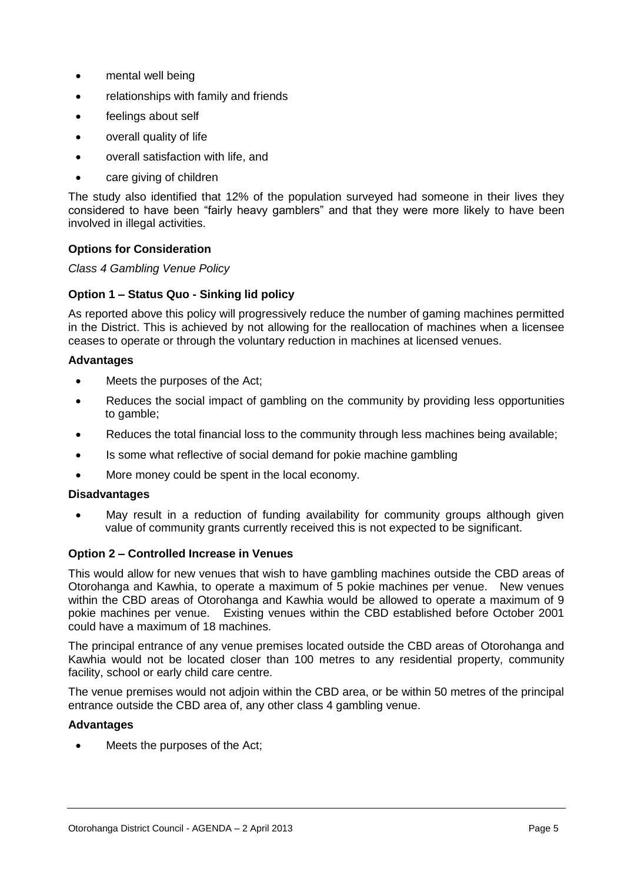- mental well being
- relationships with family and friends
- feelings about self
- overall quality of life
- overall satisfaction with life, and
- care giving of children

The study also identified that 12% of the population surveyed had someone in their lives they considered to have been "fairly heavy gamblers" and that they were more likely to have been involved in illegal activities.

**Options for Consideration**

*Class 4 Gambling Venue Policy*

**Option 1 – Status Quo - Sinking lid policy**

As reported above this policy will progressively reduce the number of gaming machines permitted in the District. This is achieved by not allowing for the reallocation of machines when a licensee ceases to operate or through the voluntary reduction in machines at licensed venues.

**Advantages**

- Meets the purposes of the Act;
- Reduces the social impact of gambling on the community by providing less opportunities to gamble;
- Reduces the total financial loss to the community through less machines being available;
- Is some what reflective of social demand for pokie machine gambling
- More money could be spent in the local economy.

**Disadvantages**

- May result in a reduction of funding availability for community groups although given value of community grants currently received this is not expected to be significant.

**Option 2 – Controlled Increase in Venues**

This would allow for new venues that wish to have gambling machines outside the CBD areas of Otorohanga and Kawhia, to operate a maximum of 5 pokie machines per venue. New venues within the CBD areas of Otorohanga and Kawhia would be allowed to operate a maximum of 9 pokie machines per venue. Existing venues within the CBD established before October 2001 could have a maximum of 18 machines.

The principal entrance of any venue premises located outside the CBD areas of Otorohanga and Kawhia would not be located closer than 100 metres to any residential property, community facility, school or early child care centre.

The venue premises would not adjoin within the CBD area, or be within 50 metres of the principal entrance outside the CBD area of, any other class 4 gambling venue.

**Advantages**

- Meets the purposes of the Act;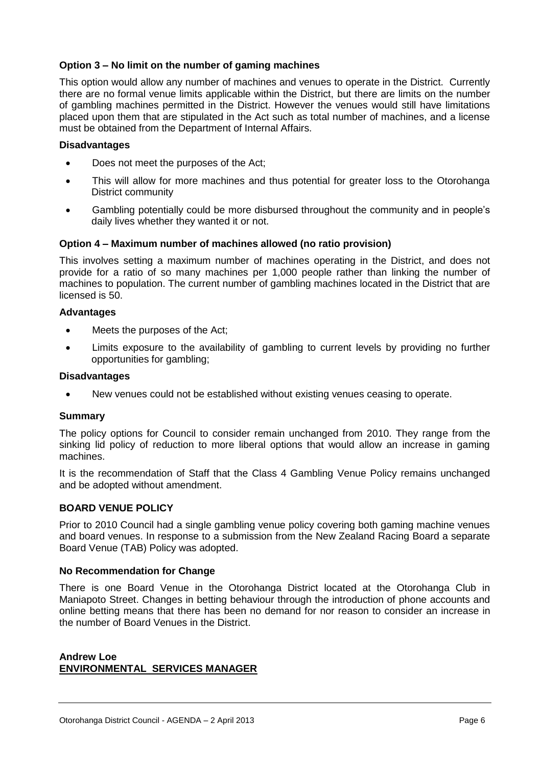**Option 3 – No limit on the number of gaming machines**

This option would allow any number of machines and venues to operate in the District. Currently there are no formal venue limits applicable within the District, but there are limits on the number of gambling machines permitted in the District. However the venues would still have limitations placed upon them that are stipulated in the Act such as total number of machines, and a license must be obtained from the Department of Internal Affairs.

**Disadvantages**

- Does not meet the purposes of the Act;
- This will allow for more machines and thus potential for greater loss to the Otorohanga District community
- Gambling potentially could be more disbursed throughout the community and in people's daily lives whether they wanted it or not.

**Option 4 – Maximum number of machines allowed (no ratio provision)**

This involves setting a maximum number of machines operating in the District, and does not provide for a ratio of so many machines per 1,000 people rather than linking the number of machines to population. The current number of gambling machines located in the District that are licensed is 50.

**Advantages**

- Meets the purposes of the Act;
- Limits exposure to the availability of gambling to current levels by providing no further opportunities for gambling;

**Disadvantages**

- New venues could not be established without existing venues ceasing to operate.

**Summary**

The policy options for Council to consider remain unchanged from 2010. They range from the sinking lid policy of reduction to more liberal options that would allow an increase in gaming machines.

It is the recommendation of Staff that the Class 4 Gambling Venue Policy remains unchanged and be adopted without amendment.

**BOARD VENUE POLICY**

Prior to 2010 Council had a single gambling venue policy covering both gaming machine venues and board venues. In response to a submission from the New Zealand Racing Board a separate Board Venue (TAB) Policy was adopted.

**No Recommendation for Change**

There is one Board Venue in the Otorohanga District located at the Otorohanga Club in Maniapoto Street. Changes in betting behaviour through the introduction of phone accounts and online betting means that there has been no demand for nor reason to consider an increase in the number of Board Venues in the District.

**Andrew Loe**
**ENVIRONMENTAL SERVICES MANAGER**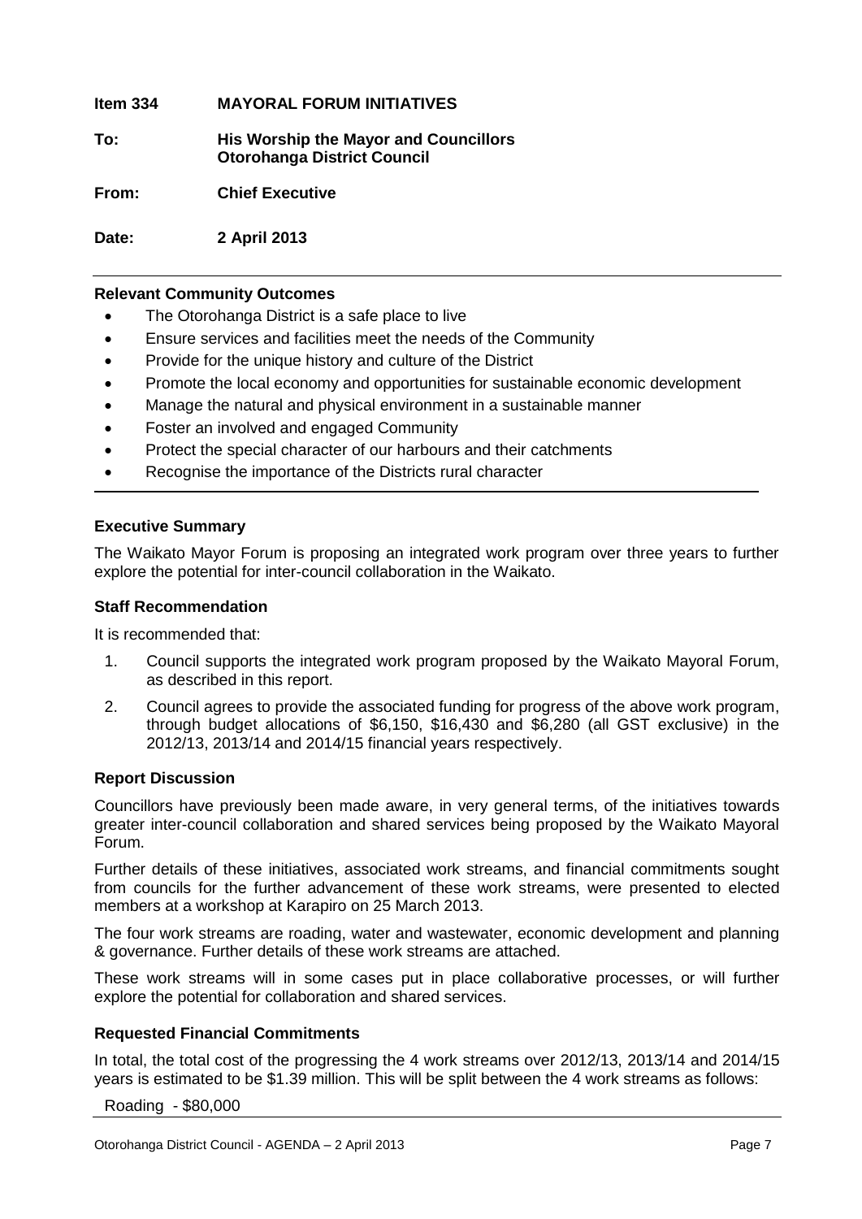**Item 334 MAYORAL FORUM INITIATIVES**

**To: His Worship the Mayor and Councillors Otorohanga District Council**

**From: Chief Executive**

**Date: 2 April 2013**

---

**Relevant Community Outcomes**

- The Otorohanga District is a safe place to live
- Ensure services and facilities meet the needs of the Community
- Provide for the unique history and culture of the District
- Promote the local economy and opportunities for sustainable economic development
- Manage the natural and physical environment in a sustainable manner
- Foster an involved and engaged Community
- Protect the special character of our harbours and their catchments
- Recognise the importance of the Districts rural character

---

**Executive Summary**

The Waikato Mayor Forum is proposing an integrated work program over three years to further explore the potential for inter-council collaboration in the Waikato.

**Staff Recommendation**

It is recommended that:

1. Council supports the integrated work program proposed by the Waikato Mayoral Forum, as described in this report.
2. Council agrees to provide the associated funding for progress of the above work program, through budget allocations of $6,150, $16,430 and $6,280 (all GST exclusive) in the 2012/13, 2013/14 and 2014/15 financial years respectively.

**Report Discussion**

Councillors have previously been made aware, in very general terms, of the initiatives towards greater inter-council collaboration and shared services being proposed by the Waikato Mayoral Forum.

Further details of these initiatives, associated work streams, and financial commitments sought from councils for the further advancement of these work streams, were presented to elected members at a workshop at Karapiro on 25 March 2013.

The four work streams are roading, water and wastewater, economic development and planning & governance. Further details of these work streams are attached.

These work streams will in some cases put in place collaborative processes, or will further explore the potential for collaboration and shared services.

**Requested Financial Commitments**

In total, the total cost of the progressing the 4 work streams over 2012/13, 2013/14 and 2014/15 years is estimated to be $1.39 million. This will be split between the 4 work streams as follows:

Roading - $80,000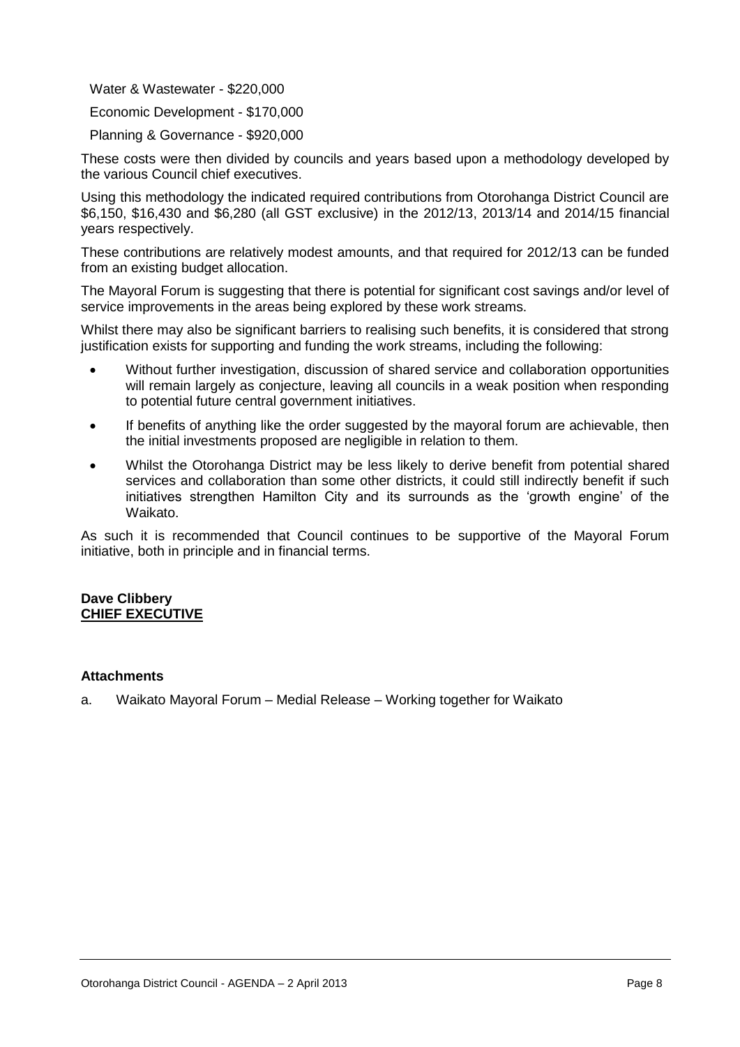Water & Wastewater - $220,000

Economic Development - $170,000

Planning & Governance - $920,000

These costs were then divided by councils and years based upon a methodology developed by the various Council chief executives.

Using this methodology the indicated required contributions from Otorohanga District Council are $6,150, $16,430 and $6,280 (all GST exclusive) in the 2012/13, 2013/14 and 2014/15 financial years respectively.

These contributions are relatively modest amounts, and that required for 2012/13 can be funded from an existing budget allocation.

The Mayoral Forum is suggesting that there is potential for significant cost savings and/or level of service improvements in the areas being explored by these work streams.

Whilst there may also be significant barriers to realising such benefits, it is considered that strong justification exists for supporting and funding the work streams, including the following:

- Without further investigation, discussion of shared service and collaboration opportunities will remain largely as conjecture, leaving all councils in a weak position when responding to potential future central government initiatives.
- If benefits of anything like the order suggested by the mayoral forum are achievable, then the initial investments proposed are negligible in relation to them.
- Whilst the Otorohanga District may be less likely to derive benefit from potential shared services and collaboration than some other districts, it could still indirectly benefit if such initiatives strengthen Hamilton City and its surrounds as the 'growth engine' of the Waikato.

As such it is recommended that Council continues to be supportive of the Mayoral Forum initiative, both in principle and in financial terms.

**Dave Clibbery**
**CHIEF EXECUTIVE**

**Attachments**

a. Waikato Mayoral Forum – Medial Release – Working together for Waikato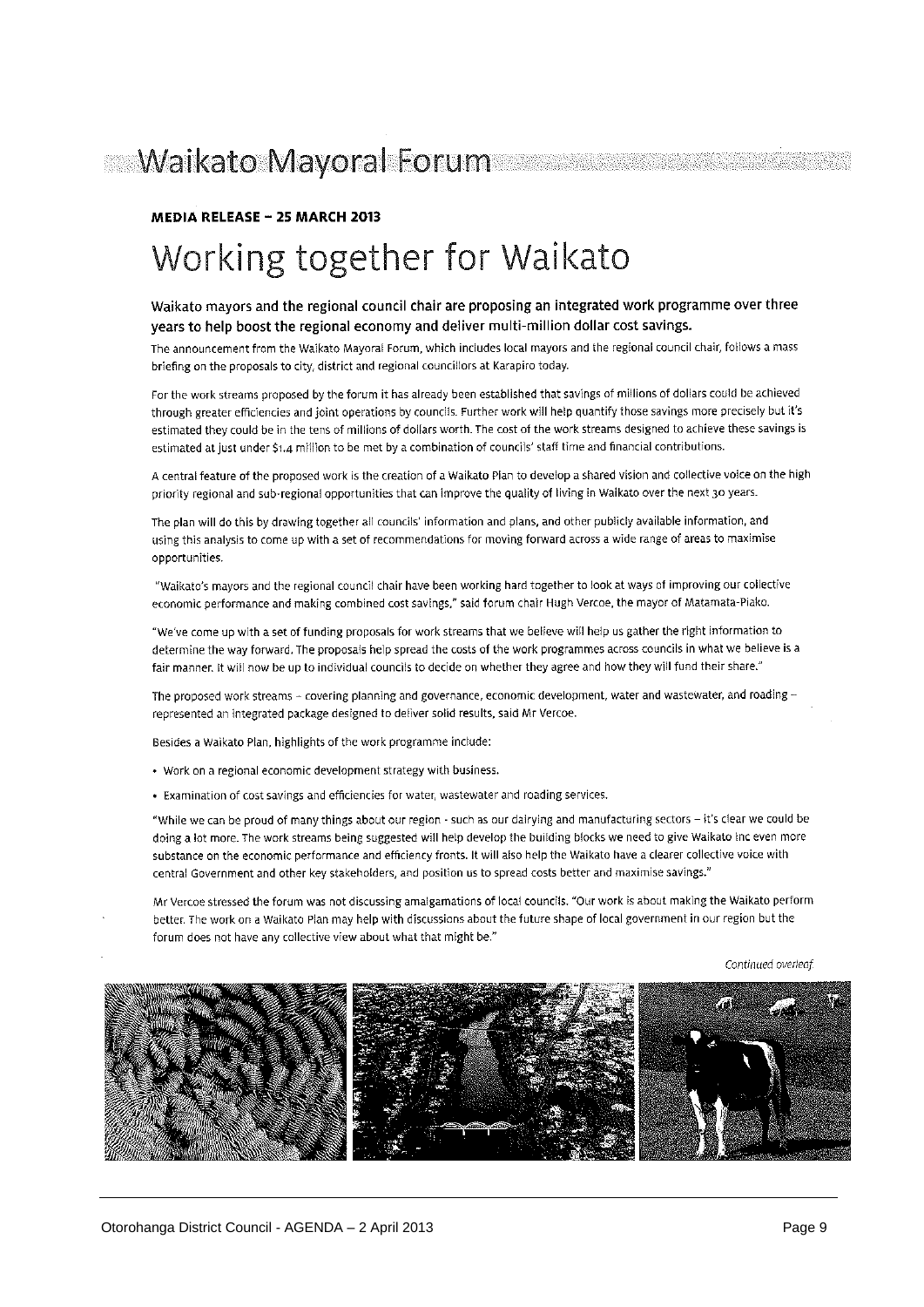# Waikato Mayoral Forum

**MEDIA RELEASE – 25 MARCH 2013**

## Working together for Waikato

### Waikato mayors and the regional council chair are proposing an integrated work programme over three years to help boost the regional economy and deliver multi-million dollar cost savings.

The announcement from the Waikato Mayoral Forum, which includes local mayors and the regional council chair, follows a mass briefing on the proposals to city, district and regional councillors at Karapiro today.

For the work streams proposed by the forum it has already been established that savings of millions of dollars could be achieved through greater efficiencies and joint operations by councils. Further work will help quantify those savings more precisely but it's estimated they could be in the tens of millions of dollars worth. The cost of the work streams designed to achieve these savings is estimated at just under $1.4 million to be met by a combination of councils' staff time and financial contributions.

A central feature of the proposed work is the creation of a Waikato Plan to develop a shared vision and collective voice on the high priority regional and sub-regional opportunities that can improve the quality of living in Waikato over the next 30 years.

The plan will do this by drawing together all councils' information and plans, and other publicly available information, and using this analysis to come up with a set of recommendations for moving forward across a wide range of areas to maximise opportunities.

"Waikato's mayors and the regional council chair have been working hard together to look at ways of improving our collective economic performance and making combined cost savings," said forum chair Hugh Vercoe, the mayor of Matamata-Piako.

"We've come up with a set of funding proposals for work streams that we believe will help us gather the right information to determine the way forward. The proposals help spread the costs of the work programmes across councils in what we believe is a fair manner. It will now be up to individual councils to decide on whether they agree and how they will fund their share."

The proposed work streams – covering planning and governance, economic development, water and wastewater, and roading – represented an integrated package designed to deliver solid results, said Mr Vercoe.

Besides a Waikato Plan, highlights of the work programme include:

- Work on a regional economic development strategy with business.
- Examination of cost savings and efficiencies for water, wastewater and roading services.

"While we can be proud of many things about our region - such as our dairying and manufacturing sectors – it's clear we could be doing a lot more. The work streams being suggested will help develop the building blocks we need to give Waikato Inc even more substance on the economic performance and efficiency fronts. It will also help the Waikato have a clearer collective voice with central Government and other key stakeholders, and position us to spread costs better and maximise savings."

Mr Vercoe stressed the forum was not discussing amalgamations of local councils. "Our work is about making the Waikato perform better. The work on a Waikato Plan may help with discussions about the future shape of local government in our region but the forum does not have any collective view about what that might be."

*Continued overleaf*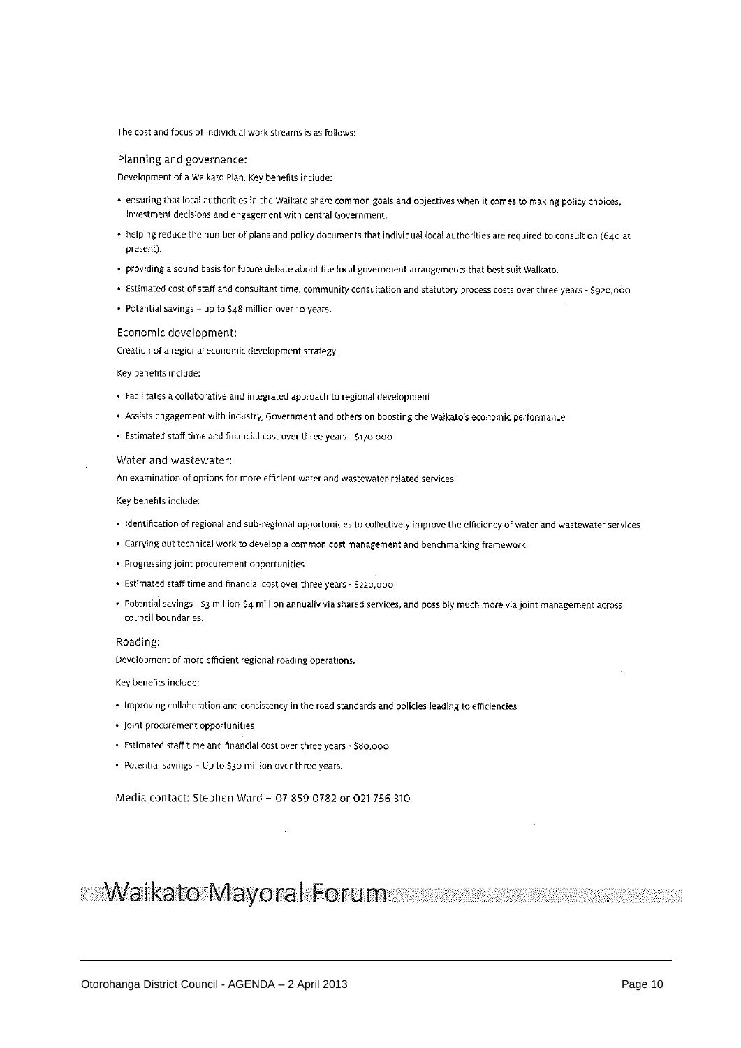The cost and focus of individual work streams is as follows:

### Planning and governance:

Development of a Waikato Plan. Key benefits include:

- ensuring that local authorities in the Waikato share common goals and objectives when it comes to making policy choices, investment decisions and engagement with central Government.
- helping reduce the number of plans and policy documents that individual local authorities are required to consult on (640 at present).
- providing a sound basis for future debate about the local government arrangements that best suit Waikato.
- Estimated cost of staff and consultant time, community consultation and statutory process costs over three years - $920,000
- Potential savings – up to $48 million over 10 years.

### Economic development:

Creation of a regional economic development strategy.

Key benefits include:

- Facilitates a collaborative and integrated approach to regional development
- Assists engagement with industry, Government and others on boosting the Waikato's economic performance
- Estimated staff time and financial cost over three years - $170,000

### Water and wastewater:

An examination of options for more efficient water and wastewater-related services.

Key benefits include:

- Identification of regional and sub-regional opportunities to collectively improve the efficiency of water and wastewater services
- Carrying out technical work to develop a common cost management and benchmarking framework
- Progressing joint procurement opportunities
- Estimated staff time and financial cost over three years - $220,000
- Potential savings - $3 million-$4 million annually via shared services, and possibly much more via joint management across council boundaries.

### Roading:

Development of more efficient regional roading operations.

Key benefits include:

- Improving collaboration and consistency in the road standards and policies leading to efficiencies
- Joint procurement opportunities
- Estimated staff time and financial cost over three years - $80,000
- Potential savings – Up to $30 million over three years.

Media contact: Stephen Ward – 07 859 0782 or 021 756 310

## Waikato Mayoral Forum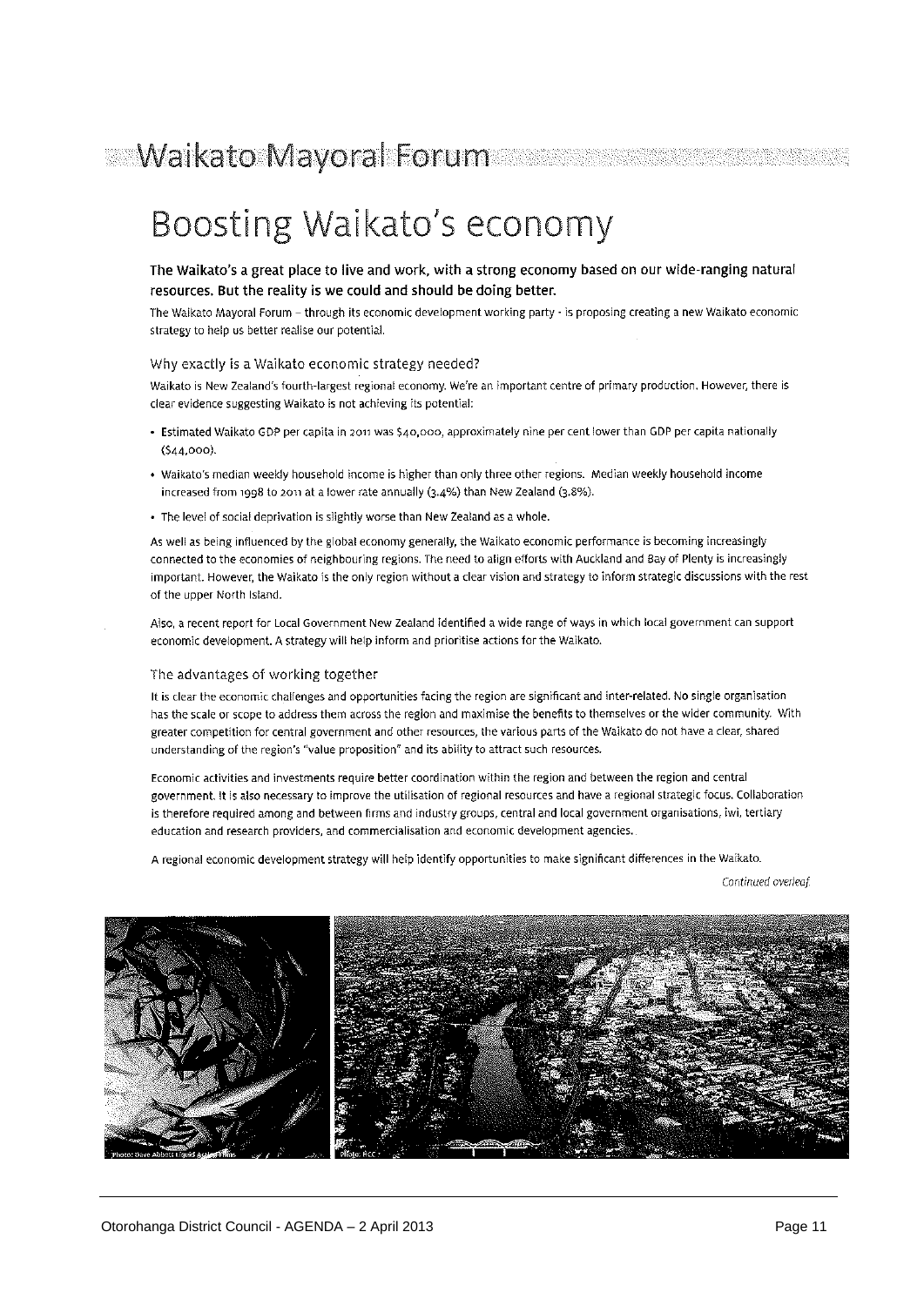# Waikato Mayoral Forum

## Boosting Waikato's economy

**The Waikato's a great place to live and work, with a strong economy based on our wide-ranging natural resources. But the reality is we could and should be doing better.**

The Waikato Mayoral Forum – through its economic development working party - is proposing creating a new Waikato economic strategy to help us better realise our potential.

### Why exactly is a Waikato economic strategy needed?

Waikato is New Zealand's fourth-largest regional economy. We're an important centre of primary production. However, there is clear evidence suggesting Waikato is not achieving its potential:

- Estimated Waikato GDP per capita in 2011 was $40,000, approximately nine per cent lower than GDP per capita nationally ($44,000).
- Waikato's median weekly household income is higher than only three other regions. Median weekly household income increased from 1998 to 2011 at a lower rate annually (3.4%) than New Zealand (3.8%).
- The level of social deprivation is slightly worse than New Zealand as a whole.

As well as being influenced by the global economy generally, the Waikato economic performance is becoming increasingly connected to the economies of neighbouring regions. The need to align efforts with Auckland and Bay of Plenty is increasingly important. However, the Waikato is the only region without a clear vision and strategy to inform strategic discussions with the rest of the upper North Island.

Also, a recent report for Local Government New Zealand identified a wide range of ways in which local government can support economic development. A strategy will help inform and prioritise actions for the Waikato.

### The advantages of working together

It is clear the economic challenges and opportunities facing the region are significant and inter-related. No single organisation has the scale or scope to address them across the region and maximise the benefits to themselves or the wider community. With greater competition for central government and other resources, the various parts of the Waikato do not have a clear, shared understanding of the region's "value proposition" and its ability to attract such resources.

Economic activities and investments require better coordination within the region and between the region and central government. It is also necessary to improve the utilisation of regional resources and have a regional strategic focus. Collaboration is therefore required among and between firms and industry groups, central and local government organisations, iwi, tertiary education and research providers, and commercialisation and economic development agencies.

A regional economic development strategy will help identify opportunities to make significant differences in the Waikato.

*Continued overleaf*

Photo: Dave Abbott Liquid Action Films

Photo: HCC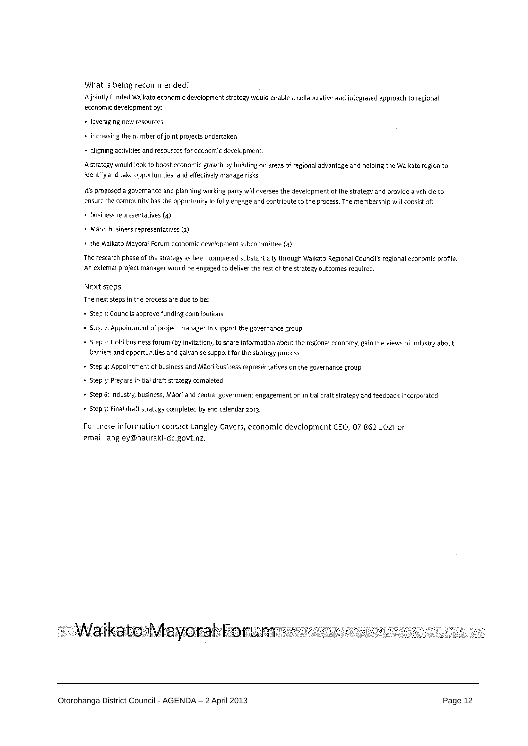### What is being recommended?

A jointly funded Waikato economic development strategy would enable a collaborative and integrated approach to regional economic development by:

- leveraging new resources
- increasing the number of joint projects undertaken
- aligning activities and resources for economic development.

A strategy would look to boost economic growth by building on areas of regional advantage and helping the Waikato region to identify and take opportunities, and effectively manage risks.

It's proposed a governance and planning working party will oversee the development of the strategy and provide a vehicle to ensure the community has the opportunity to fully engage and contribute to the process. The membership will consist of:

- business representatives (4)
- Māori business representatives (2)
- the Waikato Mayoral Forum economic development subcommittee (4).

The research phase of the strategy as been completed substantially through Waikato Regional Council's regional economic profile. An external project manager would be engaged to deliver the rest of the strategy outcomes required.

### Next steps

The next steps in the process are due to be:

- Step 1: Councils approve funding contributions
- Step 2: Appointment of project manager to support the governance group
- Step 3: Hold business forum (by invitation), to share information about the regional economy, gain the views of industry about barriers and opportunities and galvanise support for the strategy process
- Step 4: Appointment of business and Māori business representatives on the governance group
- Step 5: Prepare initial draft strategy completed
- Step 6: Industry, business, Māori and central government engagement on initial draft strategy and feedback incorporated
- Step 7: Final draft strategy completed by end calendar 2013.

For more information contact Langley Cavers, economic development CEO, 07 862 5021 or email langley@hauraki-dc.govt.nz.

# Waikato Mayoral Forum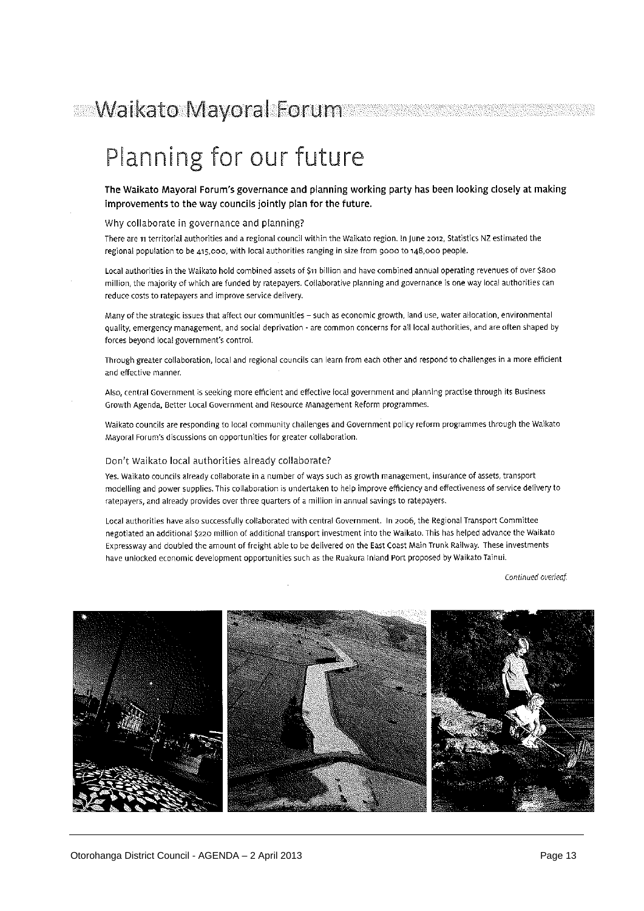# Waikato Mayoral Forum

## Planning for our future

**The Waikato Mayoral Forum's governance and planning working party has been looking closely at making improvements to the way councils jointly plan for the future.**

### Why collaborate in governance and planning?

There are 11 territorial authorities and a regional council within the Waikato region. In June 2012, Statistics NZ estimated the regional population to be 415,000, with local authorities ranging in size from 9000 to 148,000 people.

Local authorities in the Waikato hold combined assets of $11 billion and have combined annual operating revenues of over $800 million, the majority of which are funded by ratepayers. Collaborative planning and governance is one way local authorities can reduce costs to ratepayers and improve service delivery.

Many of the strategic issues that affect our communities – such as economic growth, land use, water allocation, environmental quality, emergency management, and social deprivation - are common concerns for all local authorities, and are often shaped by forces beyond local government's control.

Through greater collaboration, local and regional councils can learn from each other and respond to challenges in a more efficient and effective manner.

Also, central Government is seeking more efficient and effective local government and planning practise through its Business Growth Agenda, Better Local Government and Resource Management Reform programmes.

Waikato councils are responding to local community challenges and Government policy reform programmes through the Waikato Mayoral Forum's discussions on opportunities for greater collaboration.

### Don't Waikato local authorities already collaborate?

Yes. Waikato councils already collaborate in a number of ways such as growth management, insurance of assets, transport modelling and power supplies. This collaboration is undertaken to help improve efficiency and effectiveness of service delivery to ratepayers, and already provides over three quarters of a million in annual savings to ratepayers.

Local authorities have also successfully collaborated with central Government. In 2006, the Regional Transport Committee negotiated an additional $220 million of additional transport investment into the Waikato. This has helped advance the Waikato Expressway and doubled the amount of freight able to be delivered on the East Coast Main Trunk Railway. These investments have unlocked economic development opportunities such as the Ruakura Inland Port proposed by Waikato Tainui.

*Continued overleaf.*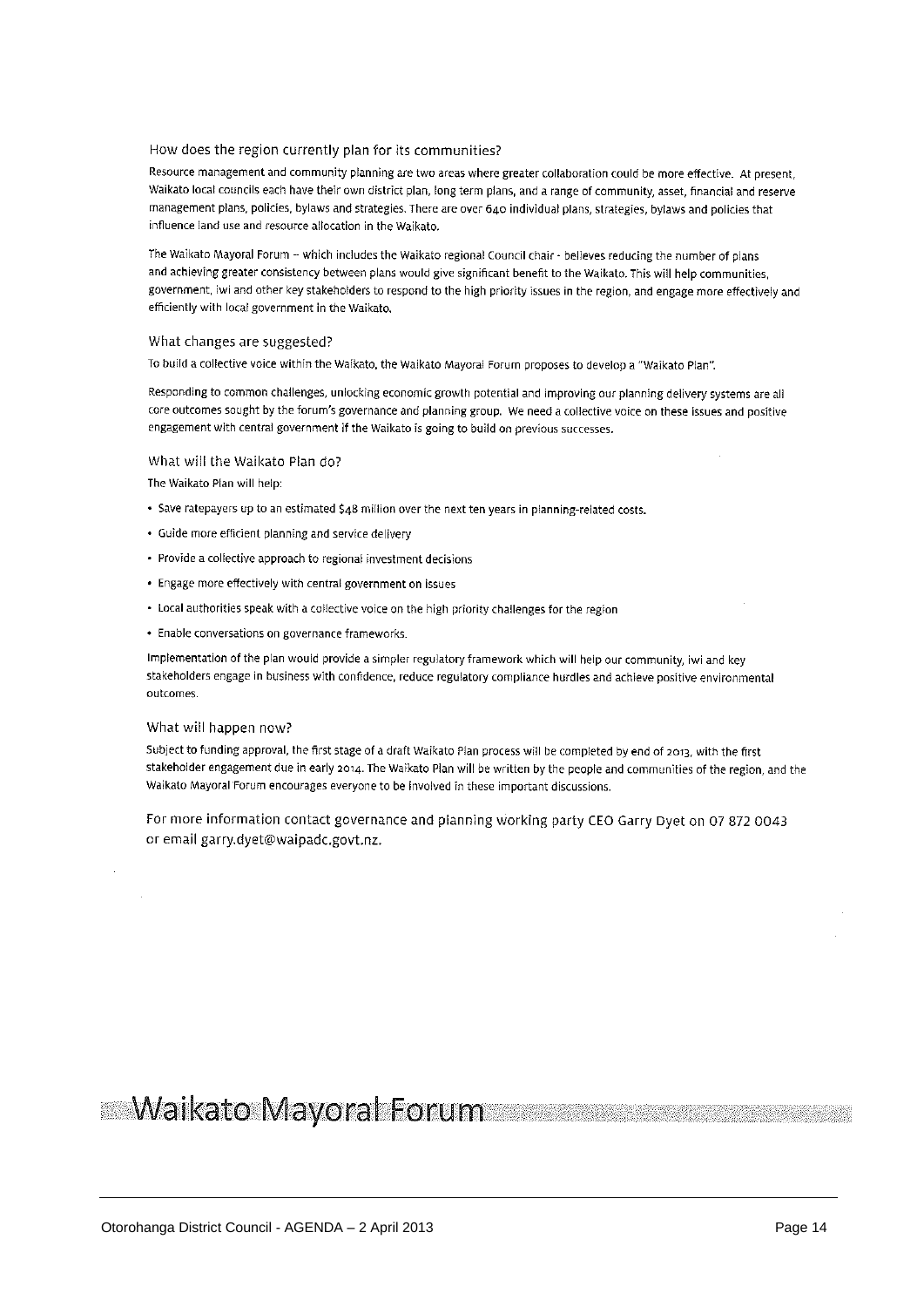### How does the region currently plan for its communities?

Resource management and community planning are two areas where greater collaboration could be more effective. At present, Waikato local councils each have their own district plan, long term plans, and a range of community, asset, financial and reserve management plans, policies, bylaws and strategies. There are over 640 individual plans, strategies, bylaws and policies that influence land use and resource allocation in the Waikato.

The Waikato Mayoral Forum – which includes the Waikato regional Council chair - believes reducing the number of plans and achieving greater consistency between plans would give significant benefit to the Waikato. This will help communities, government, iwi and other key stakeholders to respond to the high priority issues in the region, and engage more effectively and efficiently with local government in the Waikato.

### What changes are suggested?

To build a collective voice within the Waikato, the Waikato Mayoral Forum proposes to develop a "Waikato Plan".

Responding to common challenges, unlocking economic growth potential and improving our planning delivery systems are all core outcomes sought by the forum's governance and planning group. We need a collective voice on these issues and positive engagement with central government if the Waikato is going to build on previous successes.

### What will the Waikato Plan do?

The Waikato Plan will help:

- Save ratepayers up to an estimated $48 million over the next ten years in planning-related costs.
- Guide more efficient planning and service delivery
- Provide a collective approach to regional investment decisions
- Engage more effectively with central government on issues
- Local authorities speak with a collective voice on the high priority challenges for the region
- Enable conversations on governance frameworks.

Implementation of the plan would provide a simpler regulatory framework which will help our community, iwi and key stakeholders engage in business with confidence, reduce regulatory compliance hurdles and achieve positive environmental outcomes.

### What will happen now?

Subject to funding approval, the first stage of a draft Waikato Plan process will be completed by end of 2013, with the first stakeholder engagement due in early 2014. The Waikato Plan will be written by the people and communities of the region, and the Waikato Mayoral Forum encourages everyone to be involved in these important discussions.

For more information contact governance and planning working party CEO Garry Dyet on 07 872 0043 or email garry.dyet@waipadc.govt.nz.

## Waikato Mayoral Forum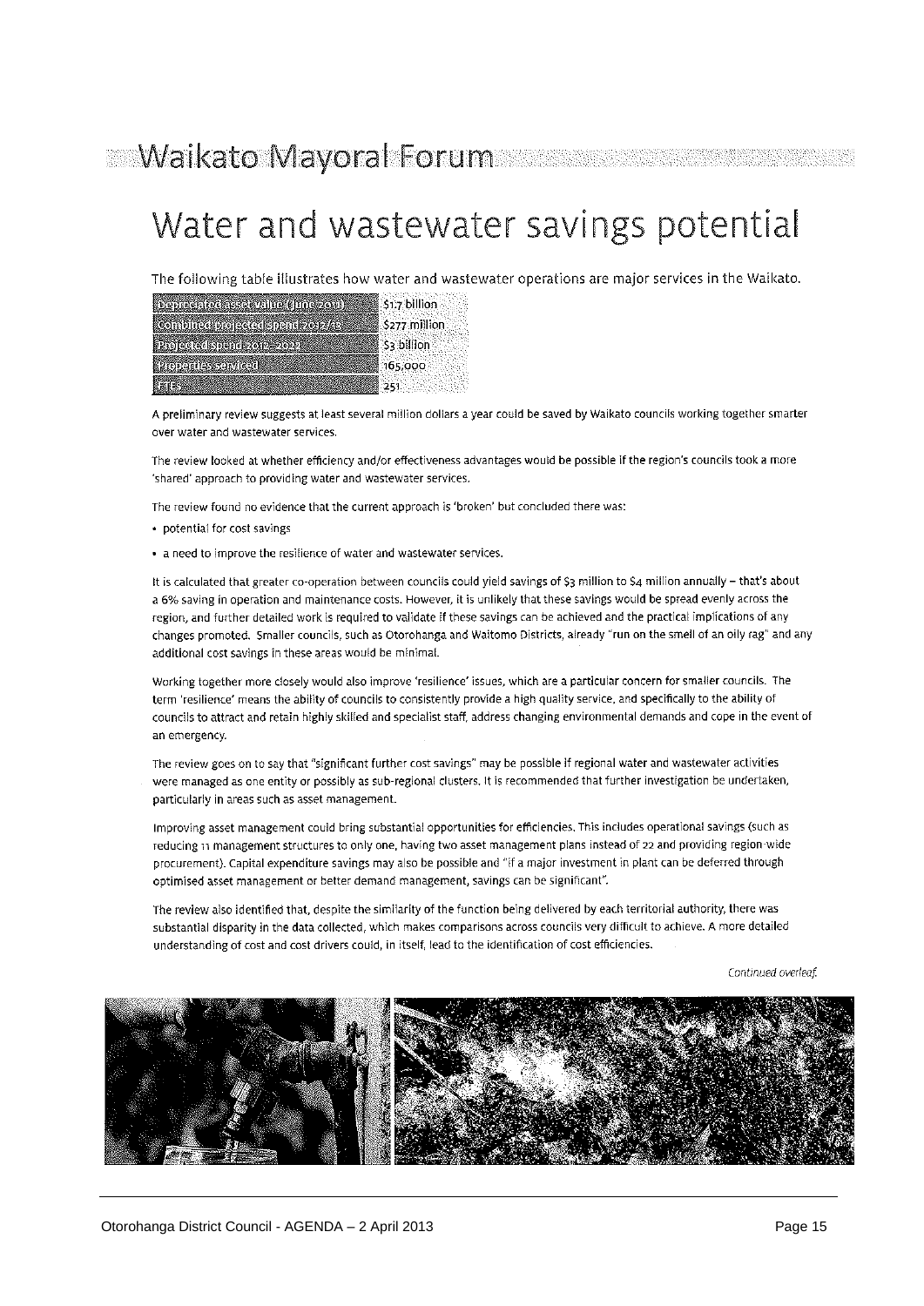Waikato Mayoral Forum

# Water and wastewater savings potential

The following table illustrates how water and wastewater operations are major services in the Waikato.

| | |
|---|---|
| Depreciated asset value (June 2011) | $1.7 billion |
| Combined projected spend 2012/13 | $277 million |
| Projected spend 2012 – 2022 | $3 billion |
| Properties serviced | 165,000 |
| FTEs | 251 |

A preliminary review suggests at least several million dollars a year could be saved by Waikato councils working together smarter over water and wastewater services.

The review looked at whether efficiency and/or effectiveness advantages would be possible if the region's councils took a more 'shared' approach to providing water and wastewater services.

The review found no evidence that the current approach is 'broken' but concluded there was:

- potential for cost savings
- a need to improve the resilience of water and wastewater services.

It is calculated that greater co-operation between councils could yield savings of $3 million to $4 million annually – that's about a 6% saving in operation and maintenance costs. However, it is unlikely that these savings would be spread evenly across the region, and further detailed work is required to validate if these savings can be achieved and the practical implications of any changes promoted. Smaller councils, such as Otorohanga and Waitomo Districts, already "run on the smell of an oily rag" and any additional cost savings in these areas would be minimal.

Working together more closely would also improve 'resilience' issues, which are a particular concern for smaller councils. The term 'resilience' means the ability of councils to consistently provide a high quality service, and specifically to the ability of councils to attract and retain highly skilled and specialist staff, address changing environmental demands and cope in the event of an emergency.

The review goes on to say that "significant further cost savings" may be possible if regional water and wastewater activities were managed as one entity or possibly as sub-regional clusters. It is recommended that further investigation be undertaken, particularly in areas such as asset management.

Improving asset management could bring substantial opportunities for efficiencies. This includes operational savings (such as reducing 11 management structures to only one, having two asset management plans instead of 22 and providing region-wide procurement). Capital expenditure savings may also be possible and "if a major investment in plant can be deferred through optimised asset management or better demand management, savings can be significant".

The review also identified that, despite the similarity of the function being delivered by each territorial authority, there was substantial disparity in the data collected, which makes comparisons across councils very difficult to achieve. A more detailed understanding of cost and cost drivers could, in itself, lead to the identification of cost efficiencies.

*Continued overleaf.*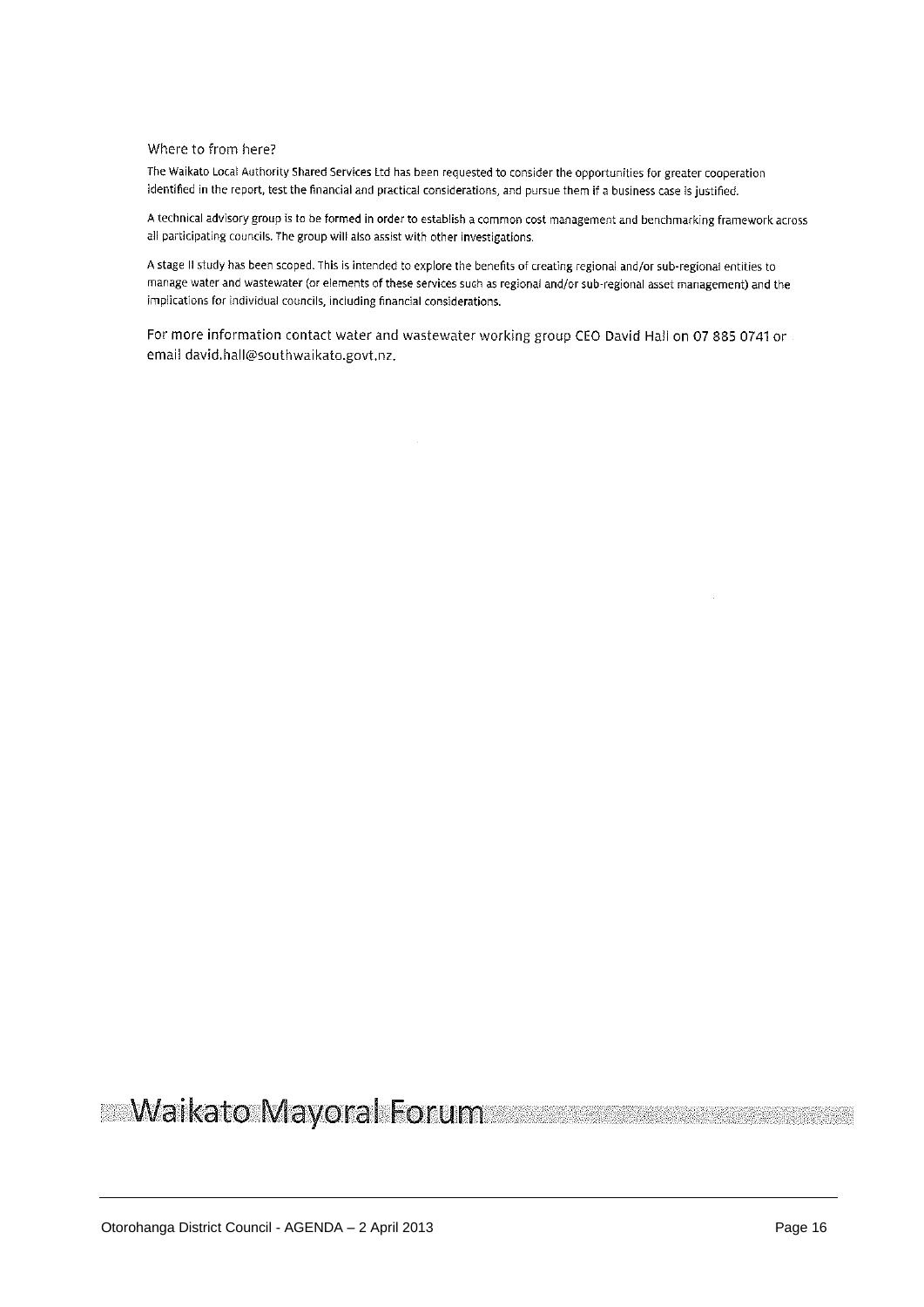## Where to from here?

The Waikato Local Authority Shared Services Ltd has been requested to consider the opportunities for greater cooperation identified in the report, test the financial and practical considerations, and pursue them if a business case is justified.

A technical advisory group is to be formed in order to establish a common cost management and benchmarking framework across all participating councils. The group will also assist with other investigations.

A stage II study has been scoped. This is intended to explore the benefits of creating regional and/or sub-regional entities to manage water and wastewater (or elements of these services such as regional and/or sub-regional asset management) and the implications for individual councils, including financial considerations.

For more information contact water and wastewater working group CEO David Hall on 07 885 0741 or email david.hall@southwaikato.govt.nz.

**Waikato Mayoral Forum**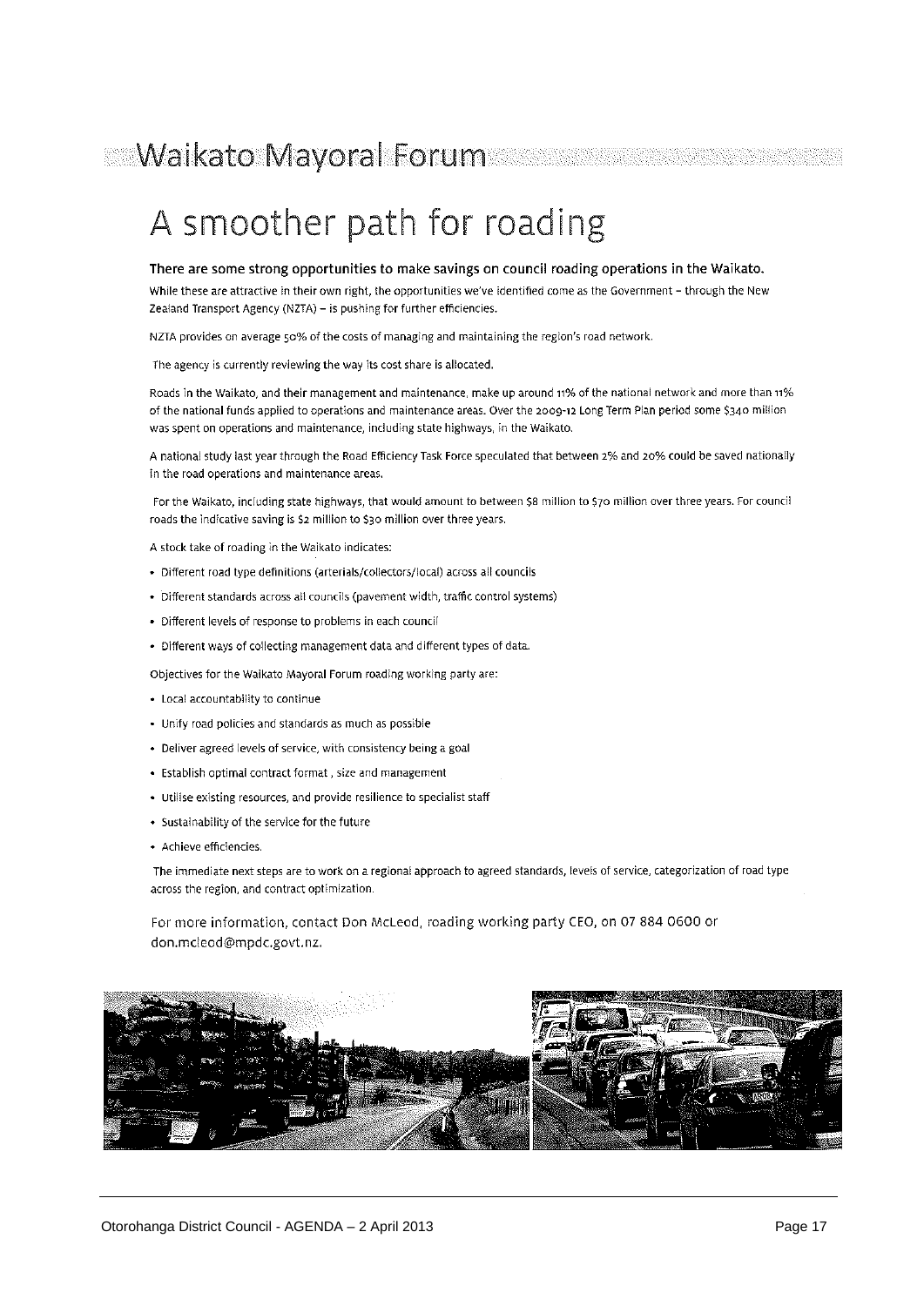# Waikato Mayoral Forum

## A smoother path for roading

**There are some strong opportunities to make savings on council roading operations in the Waikato.**

While these are attractive in their own right, the opportunities we've identified come as the Government – through the New Zealand Transport Agency (NZTA) – is pushing for further efficiencies.

NZTA provides on average 50% of the costs of managing and maintaining the region's road network.

The agency is currently reviewing the way its cost share is allocated.

Roads in the Waikato, and their management and maintenance, make up around 11% of the national network and more than 11% of the national funds applied to operations and maintenance areas. Over the 2009-12 Long Term Plan period some $340 million was spent on operations and maintenance, including state highways, in the Waikato.

A national study last year through the Road Efficiency Task Force speculated that between 2% and 20% could be saved nationally in the road operations and maintenance areas.

For the Waikato, including state highways, that would amount to between $8 million to $70 million over three years. For council roads the indicative saving is $2 million to $30 million over three years.

A stock take of roading in the Waikato indicates:

- Different road type definitions (arterials/collectors/local) across all councils
- Different standards across all councils (pavement width, traffic control systems)
- Different levels of response to problems in each council
- Different ways of collecting management data and different types of data.

Objectives for the Waikato Mayoral Forum roading working party are:

- Local accountability to continue
- Unify road policies and standards as much as possible
- Deliver agreed levels of service, with consistency being a goal
- Establish optimal contract format , size and management
- Utilise existing resources, and provide resilience to specialist staff
- Sustainability of the service for the future
- Achieve efficiencies.

The immediate next steps are to work on a regional approach to agreed standards, levels of service, categorization of road type across the region, and contract optimization.

For more information, contact Don McLeod, roading working party CEO, on 07 884 0600 or don.mcleod@mpdc.govt.nz.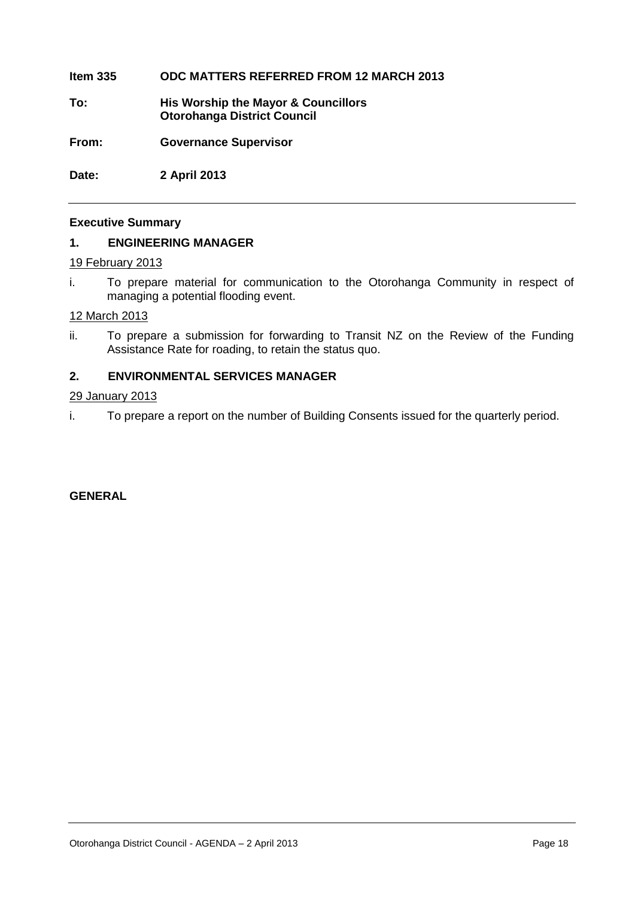**Item 335 ODC MATTERS REFERRED FROM 12 MARCH 2013**

**To:** **His Worship the Mayor & Councillors**
**Otorohanga District Council**

**From:** **Governance Supervisor**

**Date:** **2 April 2013**

---

**Executive Summary**

**1. ENGINEERING MANAGER**

19 February 2013

i. To prepare material for communication to the Otorohanga Community in respect of managing a potential flooding event.

12 March 2013

ii. To prepare a submission for forwarding to Transit NZ on the Review of the Funding Assistance Rate for roading, to retain the status quo.

**2. ENVIRONMENTAL SERVICES MANAGER**

29 January 2013

i. To prepare a report on the number of Building Consents issued for the quarterly period.

**GENERAL**